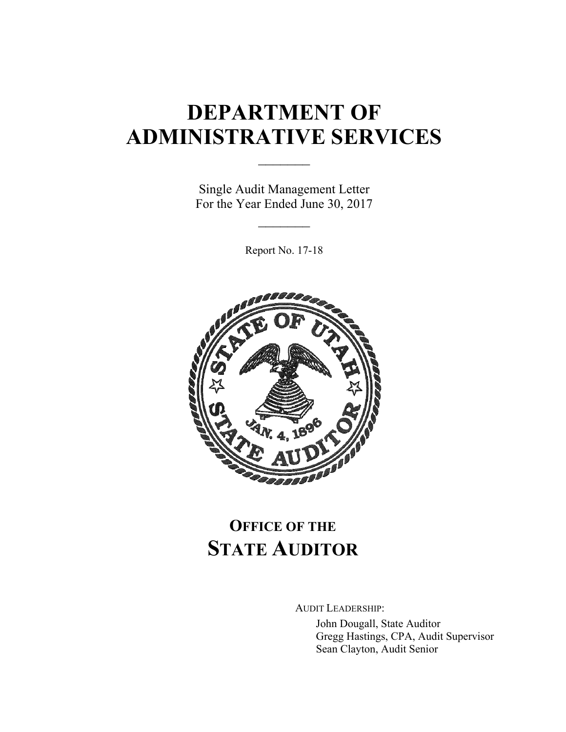# DEPARTMENT OF ADMINISTRATIVE SERVICES

Single Audit Management Letter
For the Year Ended June 30, 2017

Report No. 17-18

## OFFICE OF THE STATE AUDITOR

AUDIT LEADERSHIP:

John Dougall, State Auditor
Gregg Hastings, CPA, Audit Supervisor
Sean Clayton, Audit Senior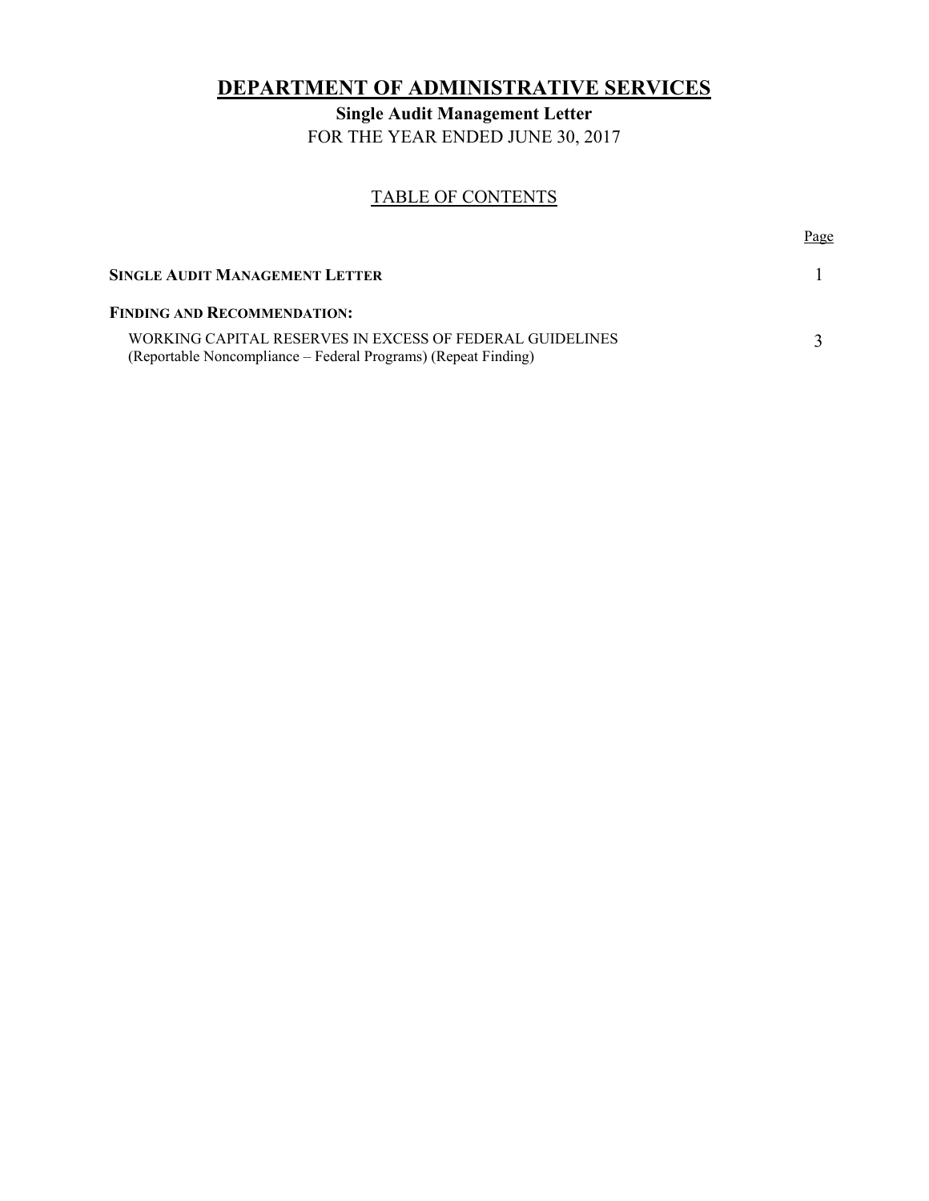# DEPARTMENT OF ADMINISTRATIVE SERVICES

**Single Audit Management Letter**

FOR THE YEAR ENDED JUNE 30, 2017

## TABLE OF CONTENTS

| | Page |
|---|---|
| **SINGLE AUDIT MANAGEMENT LETTER** | 1 |
| **FINDING AND RECOMMENDATION:** | |
| WORKING CAPITAL RESERVES IN EXCESS OF FEDERAL GUIDELINES (Reportable Noncompliance – Federal Programs) (Repeat Finding) | 3 |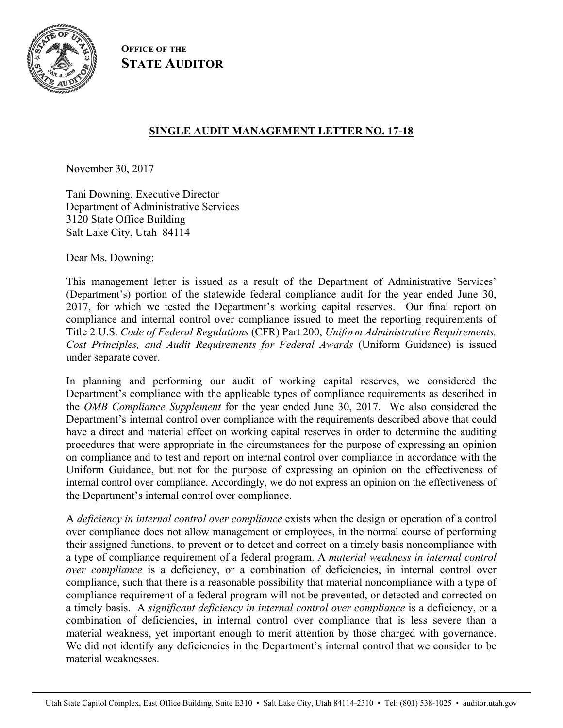**OFFICE OF THE**
**STATE AUDITOR**

## SINGLE AUDIT MANAGEMENT LETTER NO. 17-18

November 30, 2017

Tani Downing, Executive Director
Department of Administrative Services
3120 State Office Building
Salt Lake City, Utah 84114

Dear Ms. Downing:

This management letter is issued as a result of the Department of Administrative Services' (Department's) portion of the statewide federal compliance audit for the year ended June 30, 2017, for which we tested the Department's working capital reserves. Our final report on compliance and internal control over compliance issued to meet the reporting requirements of Title 2 U.S. *Code of Federal Regulations* (CFR) Part 200, *Uniform Administrative Requirements, Cost Principles, and Audit Requirements for Federal Awards* (Uniform Guidance) is issued under separate cover.

In planning and performing our audit of working capital reserves, we considered the Department's compliance with the applicable types of compliance requirements as described in the *OMB Compliance Supplement* for the year ended June 30, 2017. We also considered the Department's internal control over compliance with the requirements described above that could have a direct and material effect on working capital reserves in order to determine the auditing procedures that were appropriate in the circumstances for the purpose of expressing an opinion on compliance and to test and report on internal control over compliance in accordance with the Uniform Guidance, but not for the purpose of expressing an opinion on the effectiveness of internal control over compliance. Accordingly, we do not express an opinion on the effectiveness of the Department's internal control over compliance.

A *deficiency in internal control over compliance* exists when the design or operation of a control over compliance does not allow management or employees, in the normal course of performing their assigned functions, to prevent or to detect and correct on a timely basis noncompliance with a type of compliance requirement of a federal program. A *material weakness in internal control over compliance* is a deficiency, or a combination of deficiencies, in internal control over compliance, such that there is a reasonable possibility that material noncompliance with a type of compliance requirement of a federal program will not be prevented, or detected and corrected on a timely basis. A *significant deficiency in internal control over compliance* is a deficiency, or a combination of deficiencies, in internal control over compliance that is less severe than a material weakness, yet important enough to merit attention by those charged with governance. We did not identify any deficiencies in the Department's internal control that we consider to be material weaknesses.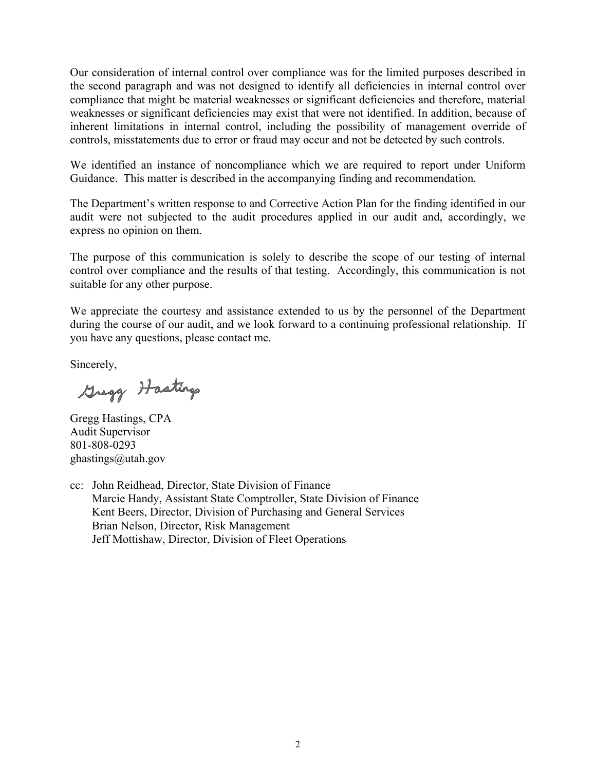Our consideration of internal control over compliance was for the limited purposes described in the second paragraph and was not designed to identify all deficiencies in internal control over compliance that might be material weaknesses or significant deficiencies and therefore, material weaknesses or significant deficiencies may exist that were not identified. In addition, because of inherent limitations in internal control, including the possibility of management override of controls, misstatements due to error or fraud may occur and not be detected by such controls.

We identified an instance of noncompliance which we are required to report under Uniform Guidance. This matter is described in the accompanying finding and recommendation.

The Department's written response to and Corrective Action Plan for the finding identified in our audit were not subjected to the audit procedures applied in our audit and, accordingly, we express no opinion on them.

The purpose of this communication is solely to describe the scope of our testing of internal control over compliance and the results of that testing. Accordingly, this communication is not suitable for any other purpose.

We appreciate the courtesy and assistance extended to us by the personnel of the Department during the course of our audit, and we look forward to a continuing professional relationship. If you have any questions, please contact me.

Sincerely,

Gregg Hastings

Gregg Hastings, CPA
Audit Supervisor
801-808-0293
ghastings@utah.gov

cc: John Reidhead, Director, State Division of Finance
Marcie Handy, Assistant State Comptroller, State Division of Finance
Kent Beers, Director, Division of Purchasing and General Services
Brian Nelson, Director, Risk Management
Jeff Mottishaw, Director, Division of Fleet Operations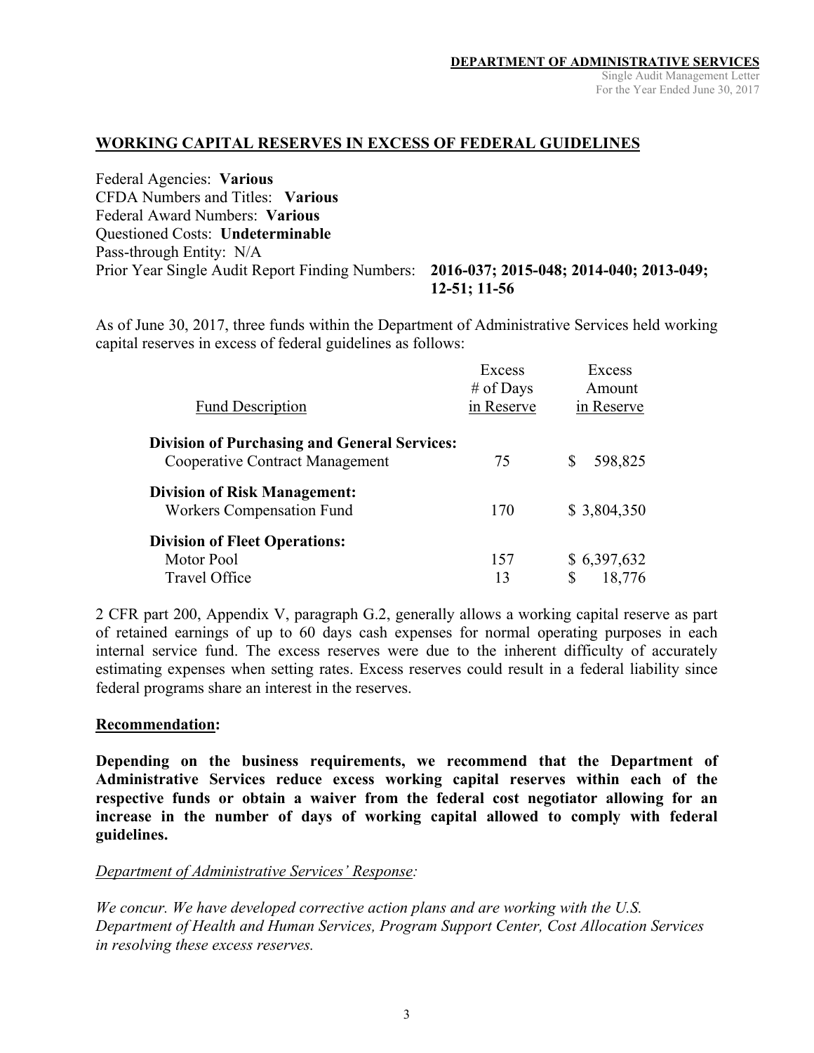## WORKING CAPITAL RESERVES IN EXCESS OF FEDERAL GUIDELINES

Federal Agencies: **Various**
CFDA Numbers and Titles: **Various**
Federal Award Numbers: **Various**
Questioned Costs: **Undeterminable**
Pass-through Entity: N/A
Prior Year Single Audit Report Finding Numbers: **2016-037; 2015-048; 2014-040; 2013-049; 12-51; 11-56**

As of June 30, 2017, three funds within the Department of Administrative Services held working capital reserves in excess of federal guidelines as follows:

| Fund Description | Excess # of Days in Reserve | Excess Amount in Reserve |
|---|---|---|
| **Division of Purchasing and General Services:** | | |
| Cooperative Contract Management | 75 | $ 598,825 |
| **Division of Risk Management:** | | |
| Workers Compensation Fund | 170 | $ 3,804,350 |
| **Division of Fleet Operations:** | | |
| Motor Pool | 157 | $ 6,397,632 |
| Travel Office | 13 | $ 18,776 |

2 CFR part 200, Appendix V, paragraph G.2, generally allows a working capital reserve as part of retained earnings of up to 60 days cash expenses for normal operating purposes in each internal service fund. The excess reserves were due to the inherent difficulty of accurately estimating expenses when setting rates. Excess reserves could result in a federal liability since federal programs share an interest in the reserves.

**Recommendation:**

**Depending on the business requirements, we recommend that the Department of Administrative Services reduce excess working capital reserves within each of the respective funds or obtain a waiver from the federal cost negotiator allowing for an increase in the number of days of working capital allowed to comply with federal guidelines.**

*Department of Administrative Services' Response:*

*We concur. We have developed corrective action plans and are working with the U.S. Department of Health and Human Services, Program Support Center, Cost Allocation Services in resolving these excess reserves.*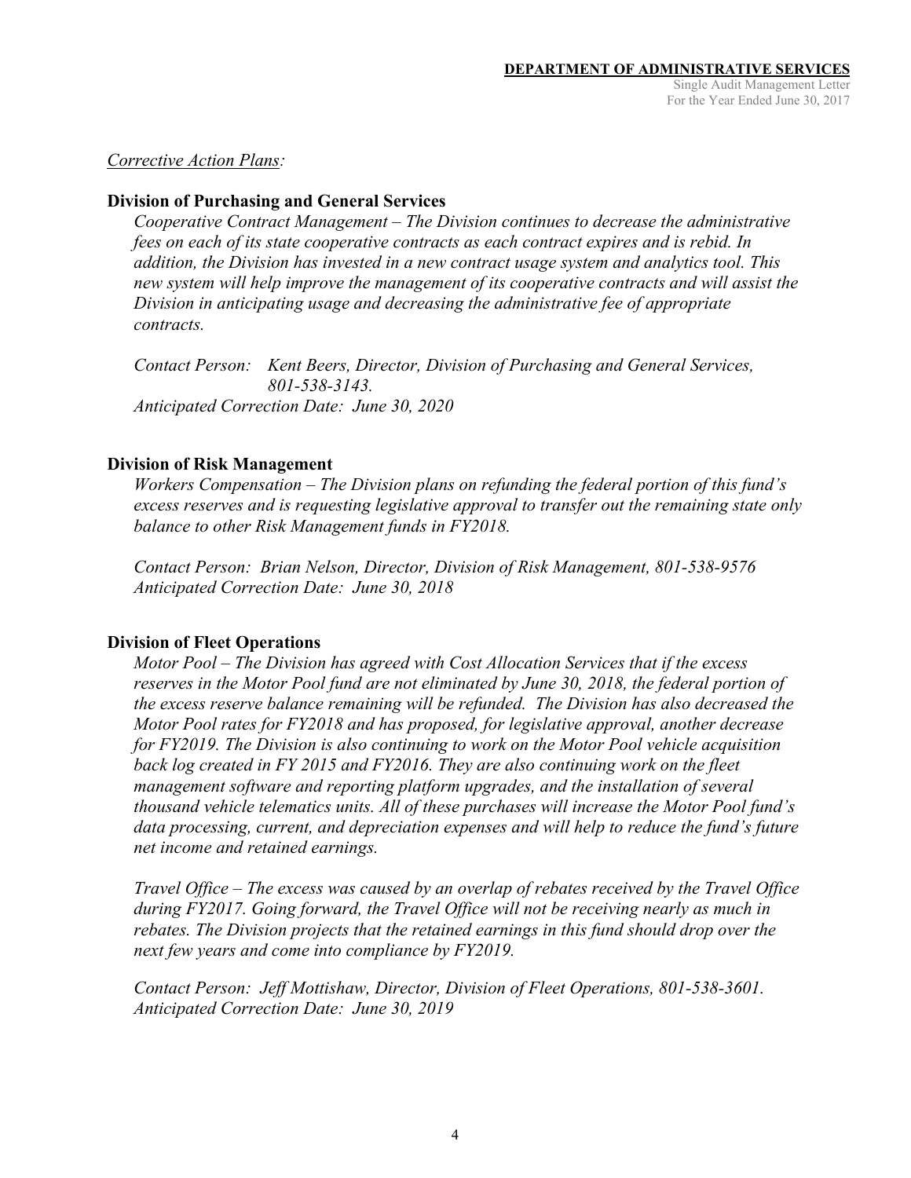*Corrective Action Plans:*

**Division of Purchasing and General Services**

*Cooperative Contract Management – The Division continues to decrease the administrative fees on each of its state cooperative contracts as each contract expires and is rebid. In addition, the Division has invested in a new contract usage system and analytics tool. This new system will help improve the management of its cooperative contracts and will assist the Division in anticipating usage and decreasing the administrative fee of appropriate contracts.*

*Contact Person: Kent Beers, Director, Division of Purchasing and General Services, 801-538-3143.*
*Anticipated Correction Date: June 30, 2020*

**Division of Risk Management**

*Workers Compensation – The Division plans on refunding the federal portion of this fund's excess reserves and is requesting legislative approval to transfer out the remaining state only balance to other Risk Management funds in FY2018.*

*Contact Person: Brian Nelson, Director, Division of Risk Management, 801-538-9576*
*Anticipated Correction Date: June 30, 2018*

**Division of Fleet Operations**

*Motor Pool – The Division has agreed with Cost Allocation Services that if the excess reserves in the Motor Pool fund are not eliminated by June 30, 2018, the federal portion of the excess reserve balance remaining will be refunded. The Division has also decreased the Motor Pool rates for FY2018 and has proposed, for legislative approval, another decrease for FY2019. The Division is also continuing to work on the Motor Pool vehicle acquisition back log created in FY 2015 and FY2016. They are also continuing work on the fleet management software and reporting platform upgrades, and the installation of several thousand vehicle telematics units. All of these purchases will increase the Motor Pool fund's data processing, current, and depreciation expenses and will help to reduce the fund's future net income and retained earnings.*

*Travel Office – The excess was caused by an overlap of rebates received by the Travel Office during FY2017. Going forward, the Travel Office will not be receiving nearly as much in rebates. The Division projects that the retained earnings in this fund should drop over the next few years and come into compliance by FY2019.*

*Contact Person: Jeff Mottishaw, Director, Division of Fleet Operations, 801-538-3601.*
*Anticipated Correction Date: June 30, 2019*